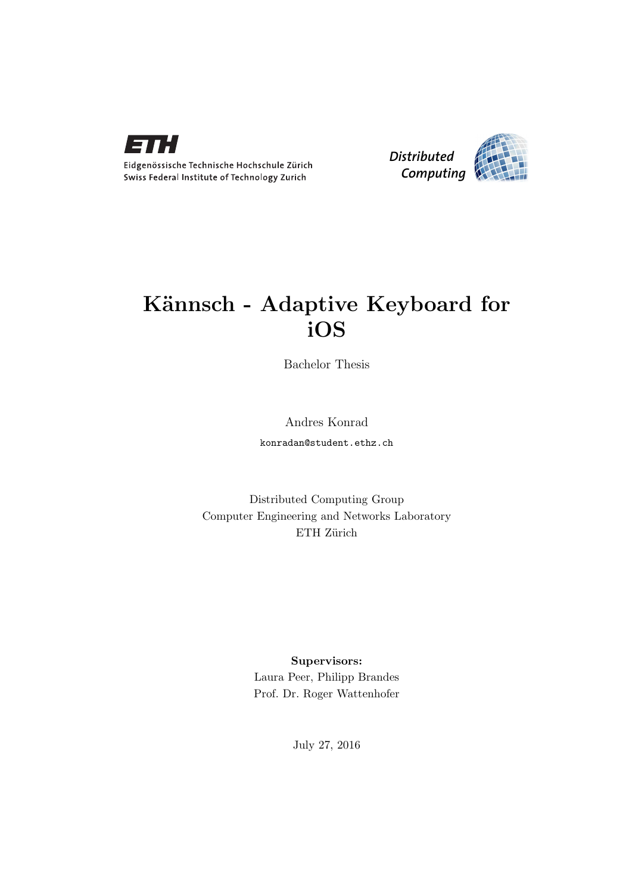Eidgenössische Technische Hochschule Zürich
Swiss Federal Institute of Technology Zurich

*Distributed Computing*

# Kännsch - Adaptive Keyboard for iOS

Bachelor Thesis

Andres Konrad

konradan@student.ethz.ch

Distributed Computing Group
Computer Engineering and Networks Laboratory
ETH Zürich

**Supervisors:**
Laura Peer, Philipp Brandes
Prof. Dr. Roger Wattenhofer

July 27, 2016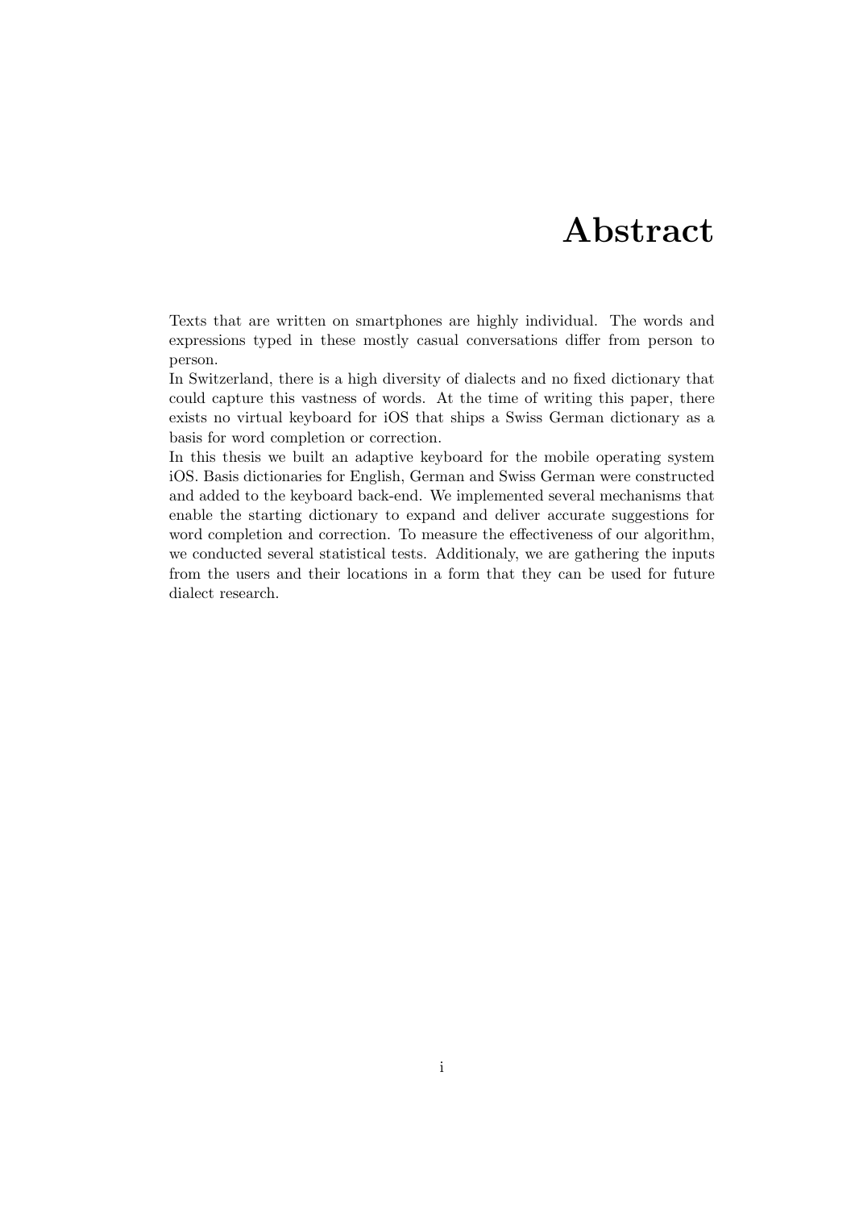# Abstract

Texts that are written on smartphones are highly individual. The words and expressions typed in these mostly casual conversations differ from person to person.

In Switzerland, there is a high diversity of dialects and no fixed dictionary that could capture this vastness of words. At the time of writing this paper, there exists no virtual keyboard for iOS that ships a Swiss German dictionary as a basis for word completion or correction.

In this thesis we built an adaptive keyboard for the mobile operating system iOS. Basis dictionaries for English, German and Swiss German were constructed and added to the keyboard back-end. We implemented several mechanisms that enable the starting dictionary to expand and deliver accurate suggestions for word completion and correction. To measure the effectiveness of our algorithm, we conducted several statistical tests. Additionaly, we are gathering the inputs from the users and their locations in a form that they can be used for future dialect research.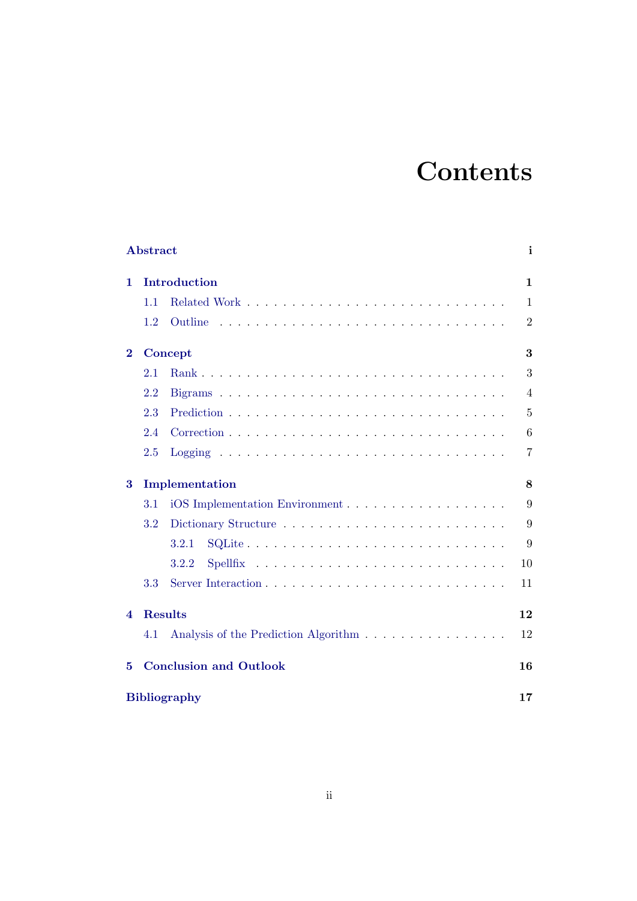# Contents

**Abstract** **i**

**1 Introduction** **1**

- 1.1 Related Work . . . . . . . . . . . . . . . . . . . . . . . . . . . . . 1
- 1.2 Outline . . . . . . . . . . . . . . . . . . . . . . . . . . . . . . . . 2

**2 Concept** **3**

- 2.1 Rank . . . . . . . . . . . . . . . . . . . . . . . . . . . . . . . . . 3
- 2.2 Bigrams . . . . . . . . . . . . . . . . . . . . . . . . . . . . . . . 4
- 2.3 Prediction . . . . . . . . . . . . . . . . . . . . . . . . . . . . . . 5
- 2.4 Correction . . . . . . . . . . . . . . . . . . . . . . . . . . . . . . 6
- 2.5 Logging . . . . . . . . . . . . . . . . . . . . . . . . . . . . . . . 7

**3 Implementation** **8**

- 3.1 iOS Implementation Environment . . . . . . . . . . . . . . . . . . 9
- 3.2 Dictionary Structure . . . . . . . . . . . . . . . . . . . . . . . . . 9
  - 3.2.1 SQLite . . . . . . . . . . . . . . . . . . . . . . . . . . . . 9
  - 3.2.2 Spellfix . . . . . . . . . . . . . . . . . . . . . . . . . . . 10
- 3.3 Server Interaction . . . . . . . . . . . . . . . . . . . . . . . . . . 11

**4 Results** **12**

- 4.1 Analysis of the Prediction Algorithm . . . . . . . . . . . . . . . . 12

**5 Conclusion and Outlook** **16**

**Bibliography** **17**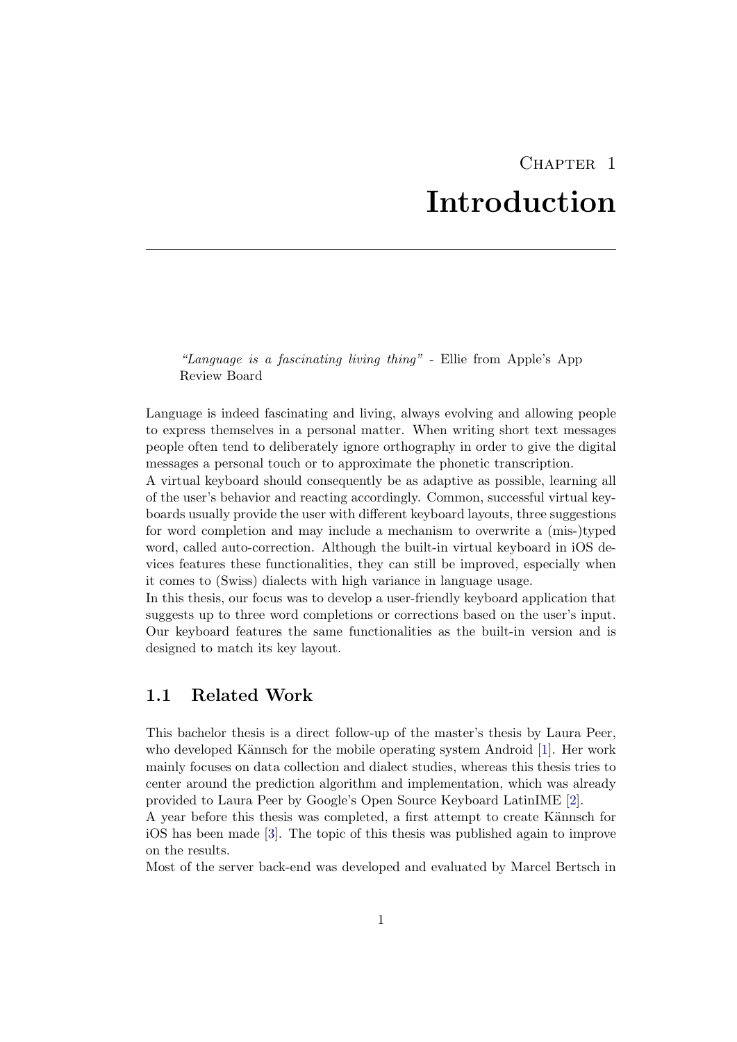# Chapter 1
# Introduction

> *"Language is a fascinating living thing"* - Ellie from Apple's App Review Board

Language is indeed fascinating and living, always evolving and allowing people to express themselves in a personal matter. When writing short text messages people often tend to deliberately ignore orthography in order to give the digital messages a personal touch or to approximate the phonetic transcription.
A virtual keyboard should consequently be as adaptive as possible, learning all of the user's behavior and reacting accordingly. Common, successful virtual keyboards usually provide the user with different keyboard layouts, three suggestions for word completion and may include a mechanism to overwrite a (mis-)typed word, called auto-correction. Although the built-in virtual keyboard in iOS devices features these functionalities, they can still be improved, especially when it comes to (Swiss) dialects with high variance in language usage.
In this thesis, our focus was to develop a user-friendly keyboard application that suggests up to three word completions or corrections based on the user's input. Our keyboard features the same functionalities as the built-in version and is designed to match its key layout.

## 1.1 Related Work

This bachelor thesis is a direct follow-up of the master's thesis by Laura Peer, who developed Kännsch for the mobile operating system Android [1]. Her work mainly focuses on data collection and dialect studies, whereas this thesis tries to center around the prediction algorithm and implementation, which was already provided to Laura Peer by Google's Open Source Keyboard LatinIME [2].
A year before this thesis was completed, a first attempt to create Kännsch for iOS has been made [3]. The topic of this thesis was published again to improve on the results.
Most of the server back-end was developed and evaluated by Marcel Bertsch in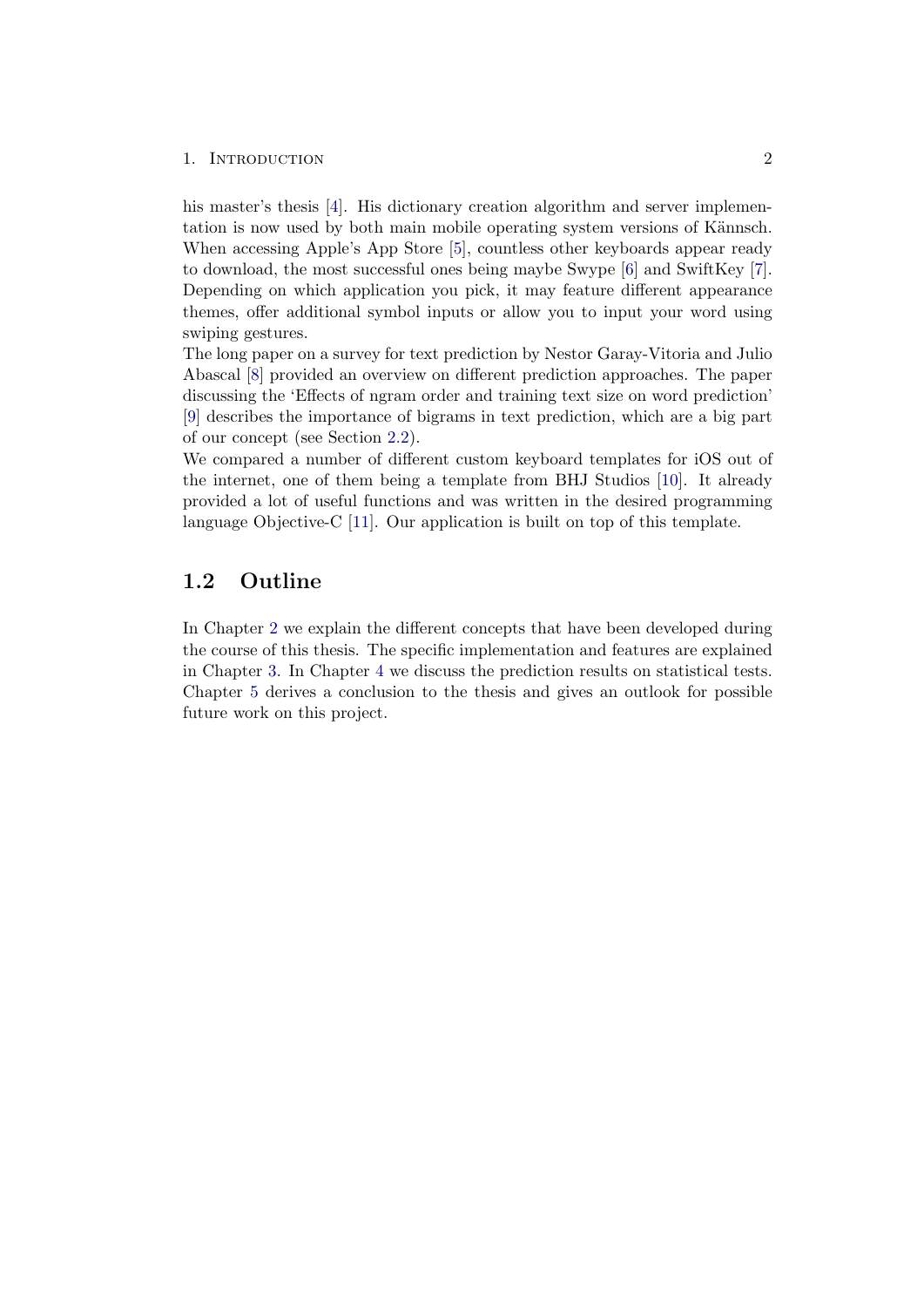his master's thesis [4]. His dictionary creation algorithm and server implementation is now used by both main mobile operating system versions of Kännsch. When accessing Apple's App Store [5], countless other keyboards appear ready to download, the most successful ones being maybe Swype [6] and SwiftKey [7]. Depending on which application you pick, it may feature different appearance themes, offer additional symbol inputs or allow you to input your word using swiping gestures.
The long paper on a survey for text prediction by Nestor Garay-Vitoria and Julio Abascal [8] provided an overview on different prediction approaches. The paper discussing the 'Effects of ngram order and training text size on word prediction' [9] describes the importance of bigrams in text prediction, which are a big part of our concept (see Section 2.2).
We compared a number of different custom keyboard templates for iOS out of the internet, one of them being a template from BHJ Studios [10]. It already provided a lot of useful functions and was written in the desired programming language Objective-C [11]. Our application is built on top of this template.

## 1.2 Outline

In Chapter 2 we explain the different concepts that have been developed during the course of this thesis. The specific implementation and features are explained in Chapter 3. In Chapter 4 we discuss the prediction results on statistical tests. Chapter 5 derives a conclusion to the thesis and gives an outlook for possible future work on this project.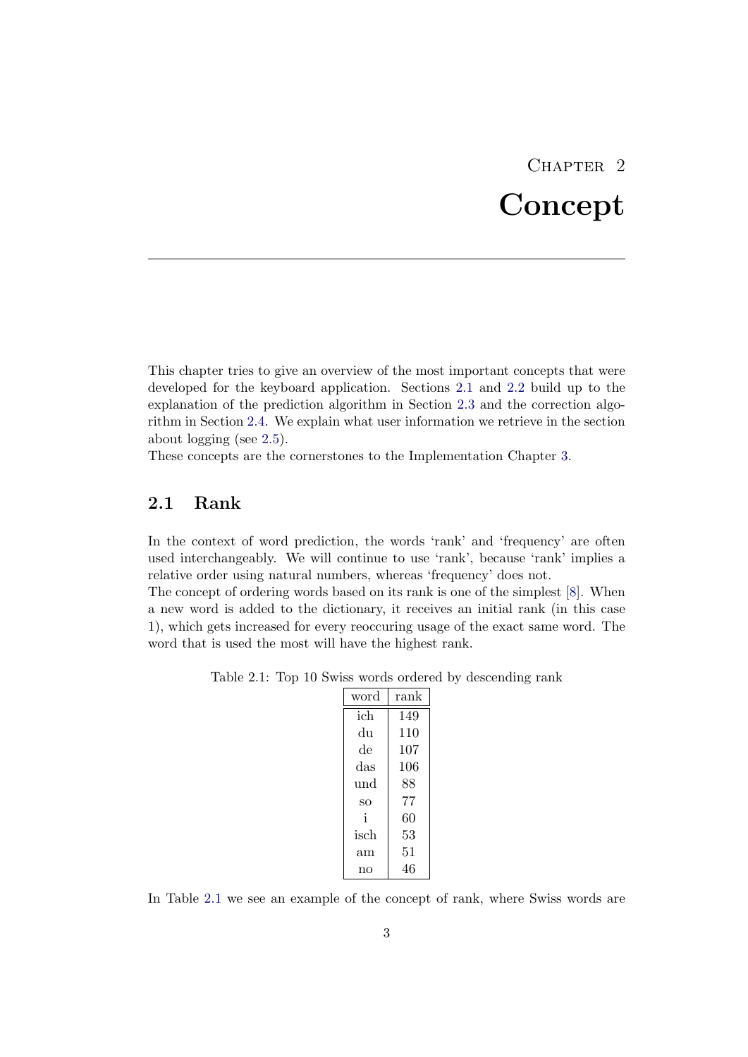# Chapter 2
# Concept

This chapter tries to give an overview of the most important concepts that were developed for the keyboard application. Sections 2.1 and 2.2 build up to the explanation of the prediction algorithm in Section 2.3 and the correction algorithm in Section 2.4. We explain what user information we retrieve in the section about logging (see 2.5).
These concepts are the cornerstones to the Implementation Chapter 3.

## 2.1 Rank

In the context of word prediction, the words 'rank' and 'frequency' are often used interchangeably. We will continue to use 'rank', because 'rank' implies a relative order using natural numbers, whereas 'frequency' does not.
The concept of ordering words based on its rank is one of the simplest [8]. When a new word is added to the dictionary, it receives an initial rank (in this case 1), which gets increased for every reoccuring usage of the exact same word. The word that is used the most will have the highest rank.

Table 2.1: Top 10 Swiss words ordered by descending rank

| word | rank |
|---|---|
| ich | 149 |
| du | 110 |
| de | 107 |
| das | 106 |
| und | 88 |
| so | 77 |
| i | 60 |
| isch | 53 |
| am | 51 |
| no | 46 |

In Table 2.1 we see an example of the concept of rank, where Swiss words are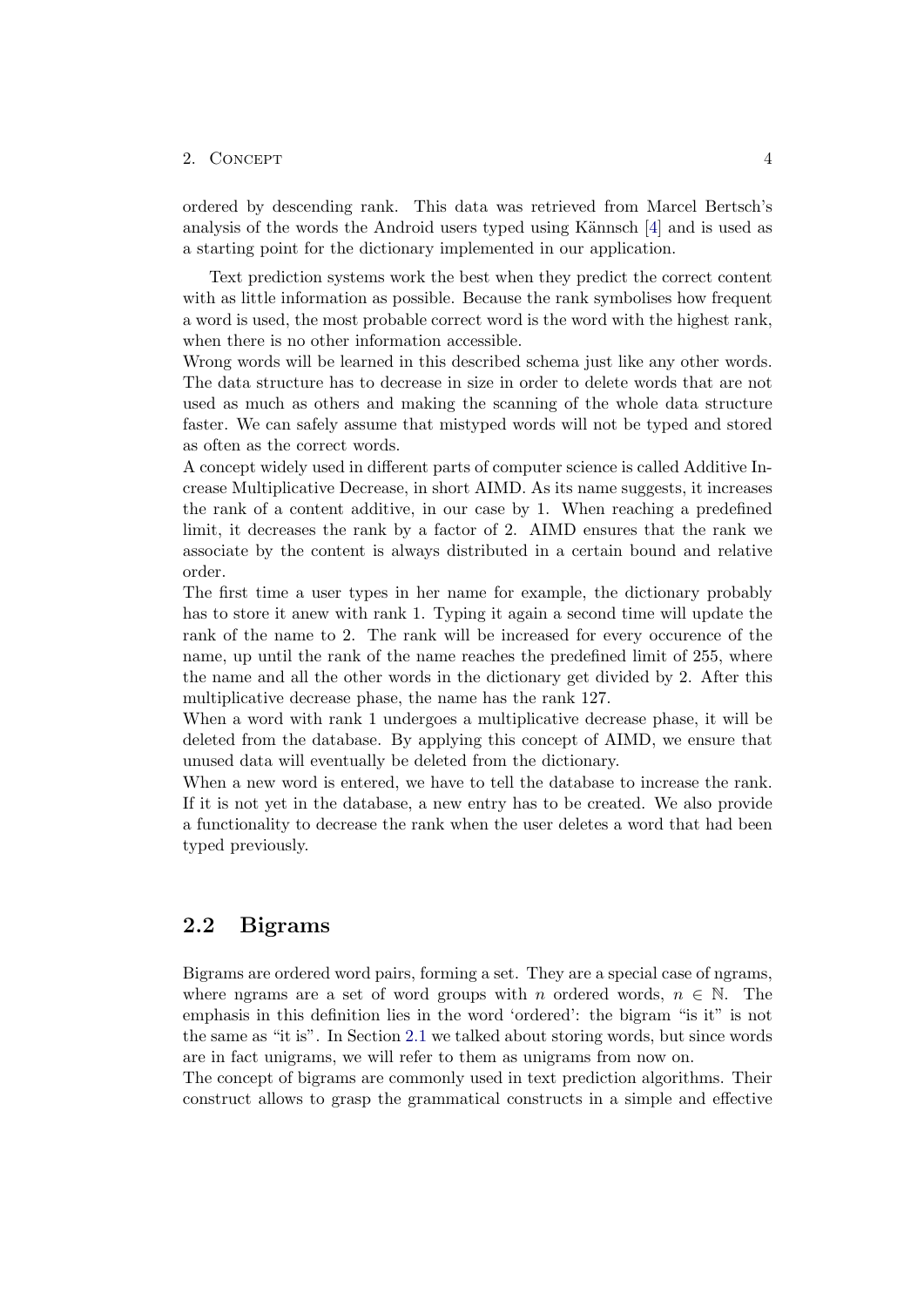ordered by descending rank. This data was retrieved from Marcel Bertsch's analysis of the words the Android users typed using Kännsch [4] and is used as a starting point for the dictionary implemented in our application.

Text prediction systems work the best when they predict the correct content with as little information as possible. Because the rank symbolises how frequent a word is used, the most probable correct word is the word with the highest rank, when there is no other information accessible.
Wrong words will be learned in this described schema just like any other words. The data structure has to decrease in size in order to delete words that are not used as much as others and making the scanning of the whole data structure faster. We can safely assume that mistyped words will not be typed and stored as often as the correct words.
A concept widely used in different parts of computer science is called Additive Increase Multiplicative Decrease, in short AIMD. As its name suggests, it increases the rank of a content additive, in our case by 1. When reaching a predefined limit, it decreases the rank by a factor of 2. AIMD ensures that the rank we associate by the content is always distributed in a certain bound and relative order.
The first time a user types in her name for example, the dictionary probably has to store it anew with rank 1. Typing it again a second time will update the rank of the name to 2. The rank will be increased for every occurence of the name, up until the rank of the name reaches the predefined limit of 255, where the name and all the other words in the dictionary get divided by 2. After this multiplicative decrease phase, the name has the rank 127.
When a word with rank 1 undergoes a multiplicative decrease phase, it will be deleted from the database. By applying this concept of AIMD, we ensure that unused data will eventually be deleted from the dictionary.
When a new word is entered, we have to tell the database to increase the rank. If it is not yet in the database, a new entry has to be created. We also provide a functionality to decrease the rank when the user deletes a word that had been typed previously.

## 2.2 Bigrams

Bigrams are ordered word pairs, forming a set. They are a special case of ngrams, where ngrams are a set of word groups with $n$ ordered words, $n \in \mathbb{N}$. The emphasis in this definition lies in the word 'ordered': the bigram "is it" is not the same as "it is". In Section 2.1 we talked about storing words, but since words are in fact unigrams, we will refer to them as unigrams from now on.
The concept of bigrams are commonly used in text prediction algorithms. Their construct allows to grasp the grammatical constructs in a simple and effective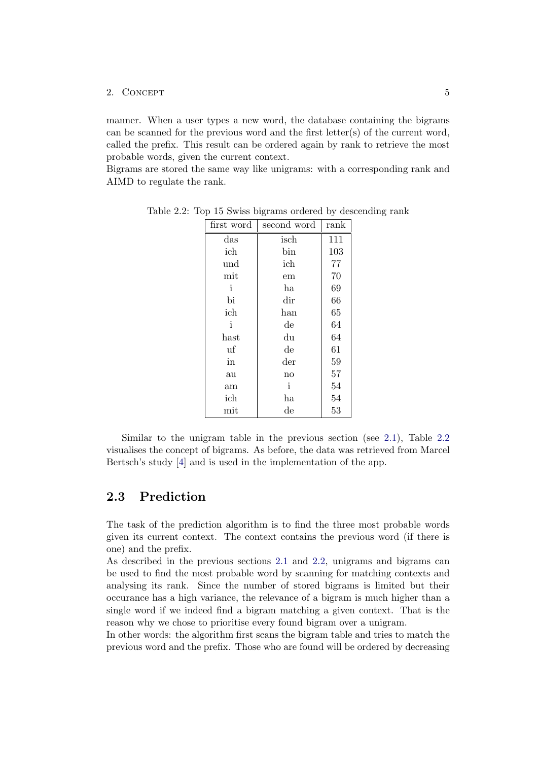manner. When a user types a new word, the database containing the bigrams can be scanned for the previous word and the first letter(s) of the current word, called the prefix. This result can be ordered again by rank to retrieve the most probable words, given the current context.
Bigrams are stored the same way like unigrams: with a corresponding rank and AIMD to regulate the rank.

Table 2.2: Top 15 Swiss bigrams ordered by descending rank

| first word | second word | rank |
|---|---|---|
| das | isch | 111 |
| ich | bin | 103 |
| und | ich | 77 |
| mit | em | 70 |
| i | ha | 69 |
| bi | dir | 66 |
| ich | han | 65 |
| i | de | 64 |
| hast | du | 64 |
| uf | de | 61 |
| in | der | 59 |
| au | no | 57 |
| am | i | 54 |
| ich | ha | 54 |
| mit | de | 53 |

Similar to the unigram table in the previous section (see 2.1), Table 2.2 visualises the concept of bigrams. As before, the data was retrieved from Marcel Bertsch's study [4] and is used in the implementation of the app.

## 2.3 Prediction

The task of the prediction algorithm is to find the three most probable words given its current context. The context contains the previous word (if there is one) and the prefix.
As described in the previous sections 2.1 and 2.2, unigrams and bigrams can be used to find the most probable word by scanning for matching contexts and analysing its rank. Since the number of stored bigrams is limited but their occurance has a high variance, the relevance of a bigram is much higher than a single word if we indeed find a bigram matching a given context. That is the reason why we chose to prioritise every found bigram over a unigram.
In other words: the algorithm first scans the bigram table and tries to match the previous word and the prefix. Those who are found will be ordered by decreasing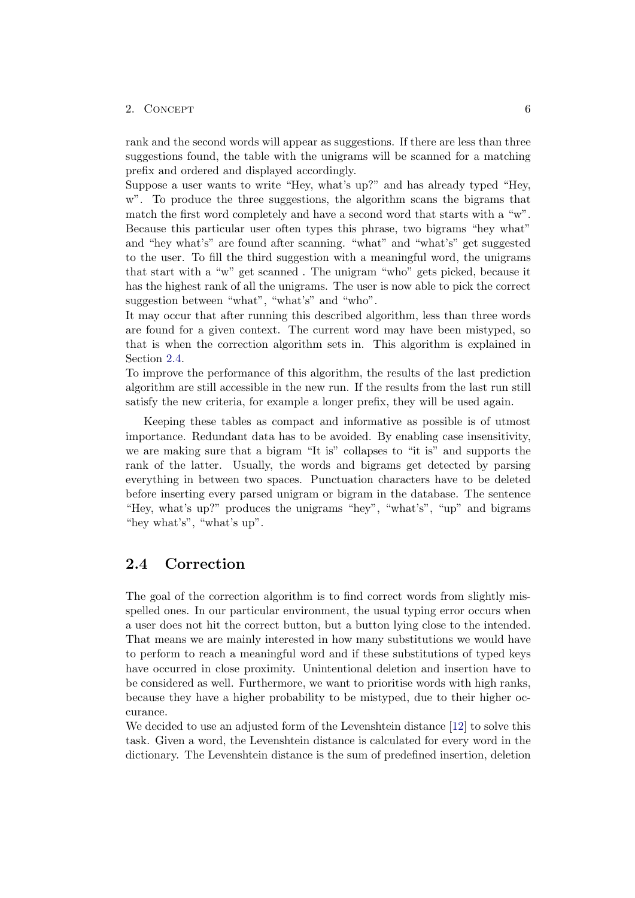rank and the second words will appear as suggestions. If there are less than three suggestions found, the table with the unigrams will be scanned for a matching prefix and ordered and displayed accordingly.
Suppose a user wants to write "Hey, what's up?" and has already typed "Hey, w". To produce the three suggestions, the algorithm scans the bigrams that match the first word completely and have a second word that starts with a "w". Because this particular user often types this phrase, two bigrams "hey what" and "hey what's" are found after scanning. "what" and "what's" get suggested to the user. To fill the third suggestion with a meaningful word, the unigrams that start with a "w" get scanned . The unigram "who" gets picked, because it has the highest rank of all the unigrams. The user is now able to pick the correct suggestion between "what", "what's" and "who".
It may occur that after running this described algorithm, less than three words are found for a given context. The current word may have been mistyped, so that is when the correction algorithm sets in. This algorithm is explained in Section 2.4.
To improve the performance of this algorithm, the results of the last prediction algorithm are still accessible in the new run. If the results from the last run still satisfy the new criteria, for example a longer prefix, they will be used again.

Keeping these tables as compact and informative as possible is of utmost importance. Redundant data has to be avoided. By enabling case insensitivity, we are making sure that a bigram "It is" collapses to "it is" and supports the rank of the latter. Usually, the words and bigrams get detected by parsing everything in between two spaces. Punctuation characters have to be deleted before inserting every parsed unigram or bigram in the database. The sentence "Hey, what's up?" produces the unigrams "hey", "what's", "up" and bigrams "hey what's", "what's up".

## 2.4 Correction

The goal of the correction algorithm is to find correct words from slightly misspelled ones. In our particular environment, the usual typing error occurs when a user does not hit the correct button, but a button lying close to the intended. That means we are mainly interested in how many substitutions we would have to perform to reach a meaningful word and if these substitutions of typed keys have occurred in close proximity. Unintentional deletion and insertion have to be considered as well. Furthermore, we want to prioritise words with high ranks, because they have a higher probability to be mistyped, due to their higher occurance.
We decided to use an adjusted form of the Levenshtein distance [12] to solve this task. Given a word, the Levenshtein distance is calculated for every word in the dictionary. The Levenshtein distance is the sum of predefined insertion, deletion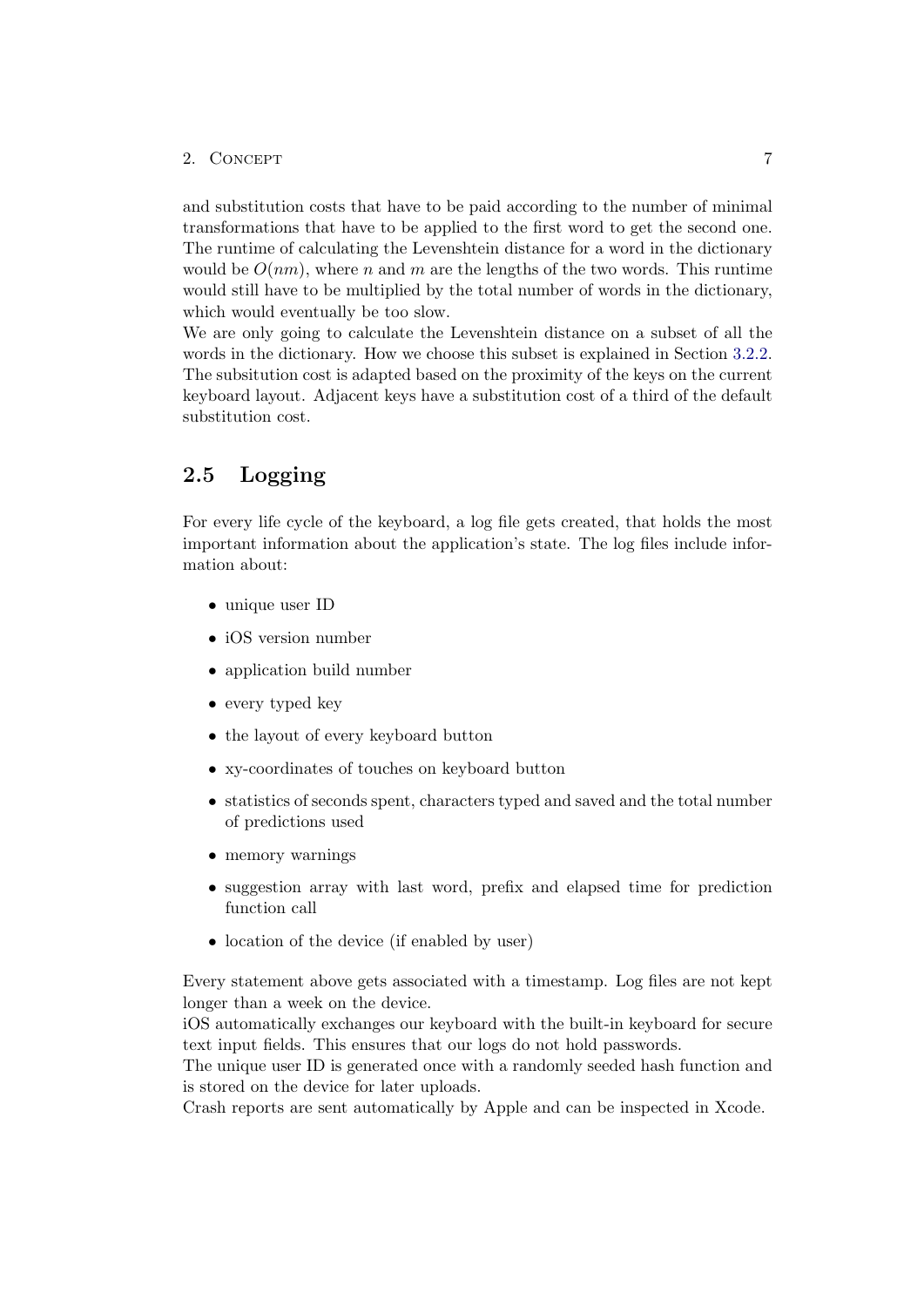and substitution costs that have to be paid according to the number of minimal transformations that have to be applied to the first word to get the second one. The runtime of calculating the Levenshtein distance for a word in the dictionary would be $O(nm)$, where $n$ and $m$ are the lengths of the two words. This runtime would still have to be multiplied by the total number of words in the dictionary, which would eventually be too slow.
We are only going to calculate the Levenshtein distance on a subset of all the words in the dictionary. How we choose this subset is explained in Section 3.2.2. The subsitution cost is adapted based on the proximity of the keys on the current keyboard layout. Adjacent keys have a substitution cost of a third of the default substitution cost.

## 2.5 Logging

For every life cycle of the keyboard, a log file gets created, that holds the most important information about the application's state. The log files include information about:

- unique user ID
- iOS version number
- application build number
- every typed key
- the layout of every keyboard button
- xy-coordinates of touches on keyboard button
- statistics of seconds spent, characters typed and saved and the total number of predictions used
- memory warnings
- suggestion array with last word, prefix and elapsed time for prediction function call
- location of the device (if enabled by user)

Every statement above gets associated with a timestamp. Log files are not kept longer than a week on the device.
iOS automatically exchanges our keyboard with the built-in keyboard for secure text input fields. This ensures that our logs do not hold passwords.
The unique user ID is generated once with a randomly seeded hash function and is stored on the device for later uploads.
Crash reports are sent automatically by Apple and can be inspected in Xcode.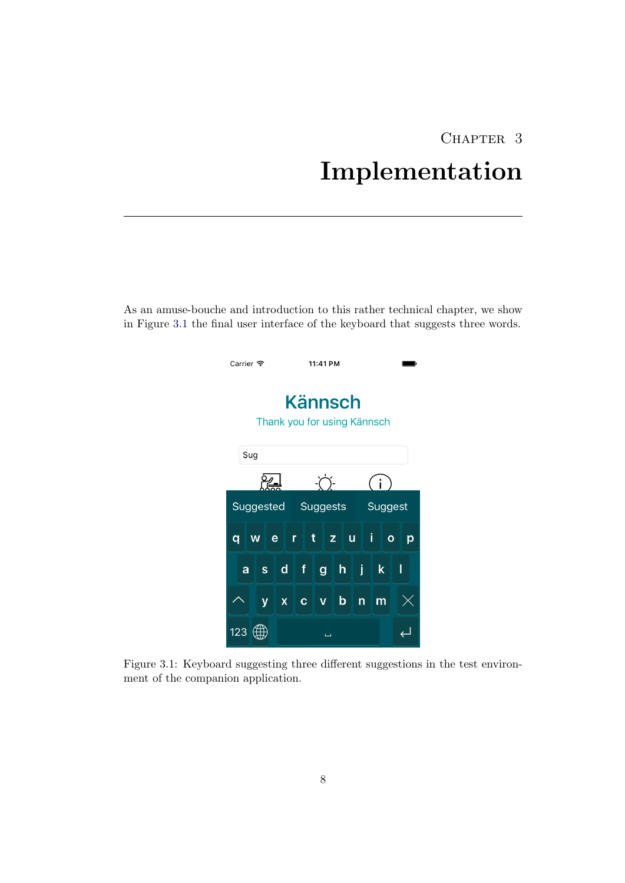# Chapter 3

# Implementation

As an amuse-bouche and introduction to this rather technical chapter, we show in Figure 3.1 the final user interface of the keyboard that suggests three words.

Figure 3.1: Keyboard suggesting three different suggestions in the test environment of the companion application.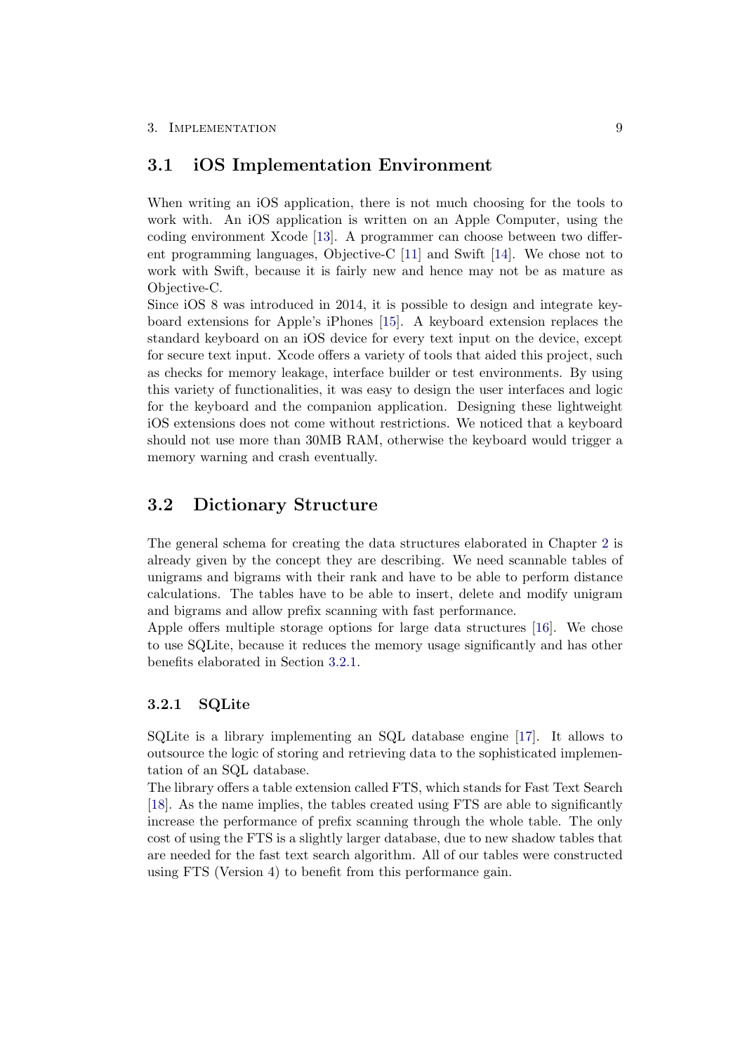## 3.1 iOS Implementation Environment

When writing an iOS application, there is not much choosing for the tools to work with. An iOS application is written on an Apple Computer, using the coding environment Xcode [13]. A programmer can choose between two different programming languages, Objective-C [11] and Swift [14]. We chose not to work with Swift, because it is fairly new and hence may not be as mature as Objective-C.

Since iOS 8 was introduced in 2014, it is possible to design and integrate keyboard extensions for Apple's iPhones [15]. A keyboard extension replaces the standard keyboard on an iOS device for every text input on the device, except for secure text input. Xcode offers a variety of tools that aided this project, such as checks for memory leakage, interface builder or test environments. By using this variety of functionalities, it was easy to design the user interfaces and logic for the keyboard and the companion application. Designing these lightweight iOS extensions does not come without restrictions. We noticed that a keyboard should not use more than 30MB RAM, otherwise the keyboard would trigger a memory warning and crash eventually.

## 3.2 Dictionary Structure

The general schema for creating the data structures elaborated in Chapter 2 is already given by the concept they are describing. We need scannable tables of unigrams and bigrams with their rank and have to be able to perform distance calculations. The tables have to be able to insert, delete and modify unigram and bigrams and allow prefix scanning with fast performance.

Apple offers multiple storage options for large data structures [16]. We chose to use SQLite, because it reduces the memory usage significantly and has other benefits elaborated in Section 3.2.1.

### 3.2.1 SQLite

SQLite is a library implementing an SQL database engine [17]. It allows to outsource the logic of storing and retrieving data to the sophisticated implementation of an SQL database.

The library offers a table extension called FTS, which stands for Fast Text Search [18]. As the name implies, the tables created using FTS are able to significantly increase the performance of prefix scanning through the whole table. The only cost of using the FTS is a slightly larger database, due to new shadow tables that are needed for the fast text search algorithm. All of our tables were constructed using FTS (Version 4) to benefit from this performance gain.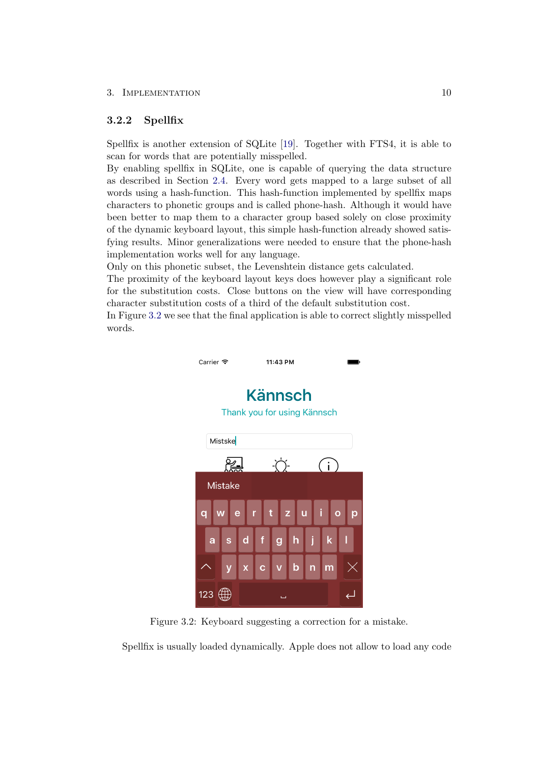### 3.2.2 Spellfix

Spellfix is another extension of SQLite [19]. Together with FTS4, it is able to scan for words that are potentially misspelled.
By enabling spellfix in SQLite, one is capable of querying the data structure as described in Section 2.4. Every word gets mapped to a large subset of all words using a hash-function. This hash-function implemented by spellfix maps characters to phonetic groups and is called phone-hash. Although it would have been better to map them to a character group based solely on close proximity of the dynamic keyboard layout, this simple hash-function already showed satisfying results. Minor generalizations were needed to ensure that the phone-hash implementation works well for any language.
Only on this phonetic subset, the Levenshtein distance gets calculated.
The proximity of the keyboard layout keys does however play a significant role for the substitution costs. Close buttons on the view will have corresponding character substitution costs of a third of the default substitution cost.
In Figure 3.2 we see that the final application is able to correct slightly misspelled words.

Figure 3.2: Keyboard suggesting a correction for a mistake.

Spellfix is usually loaded dynamically. Apple does not allow to load any code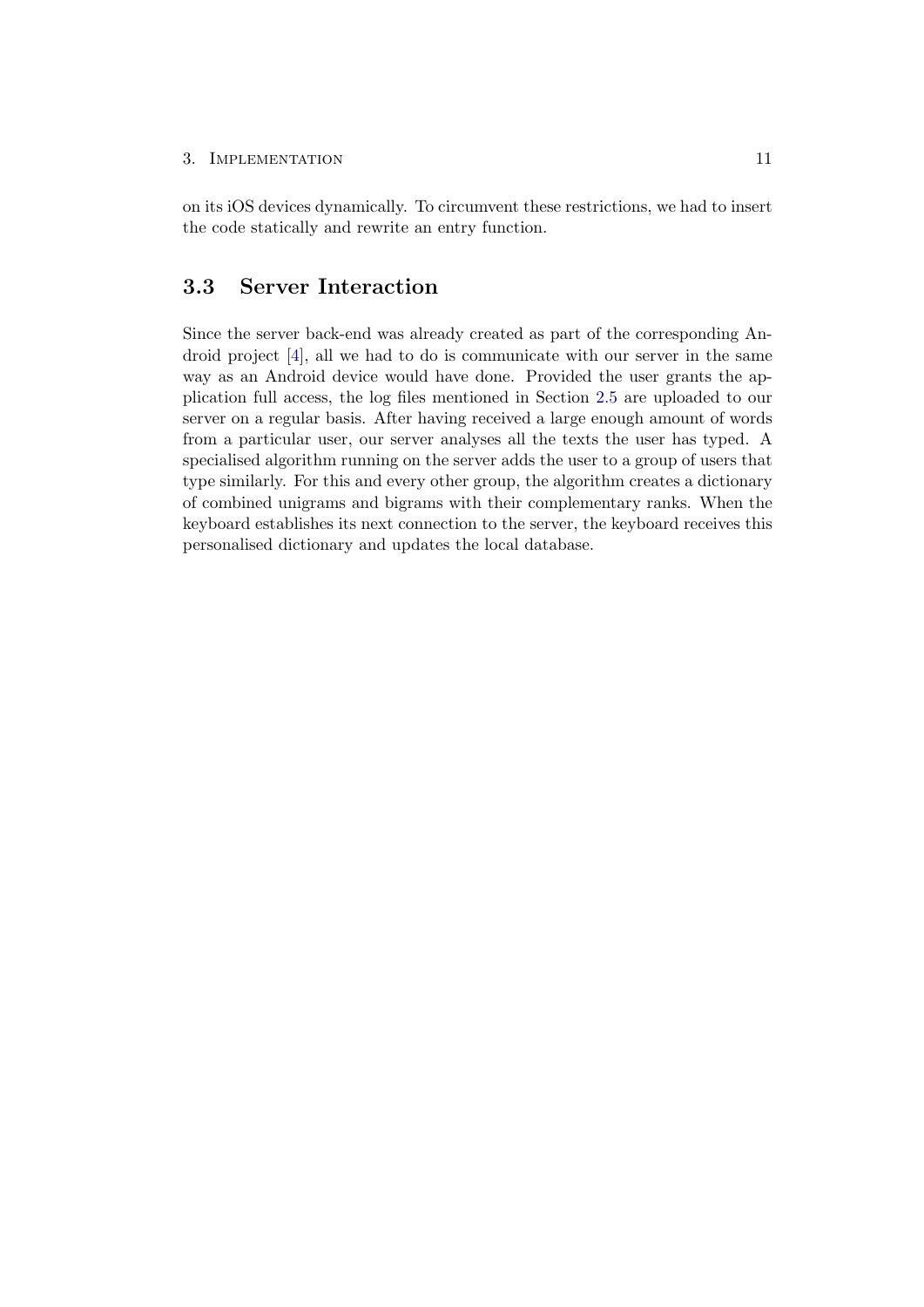on its iOS devices dynamically. To circumvent these restrictions, we had to insert the code statically and rewrite an entry function.

## 3.3 Server Interaction

Since the server back-end was already created as part of the corresponding Android project [4], all we had to do is communicate with our server in the same way as an Android device would have done. Provided the user grants the application full access, the log files mentioned in Section 2.5 are uploaded to our server on a regular basis. After having received a large enough amount of words from a particular user, our server analyses all the texts the user has typed. A specialised algorithm running on the server adds the user to a group of users that type similarly. For this and every other group, the algorithm creates a dictionary of combined unigrams and bigrams with their complementary ranks. When the keyboard establishes its next connection to the server, the keyboard receives this personalised dictionary and updates the local database.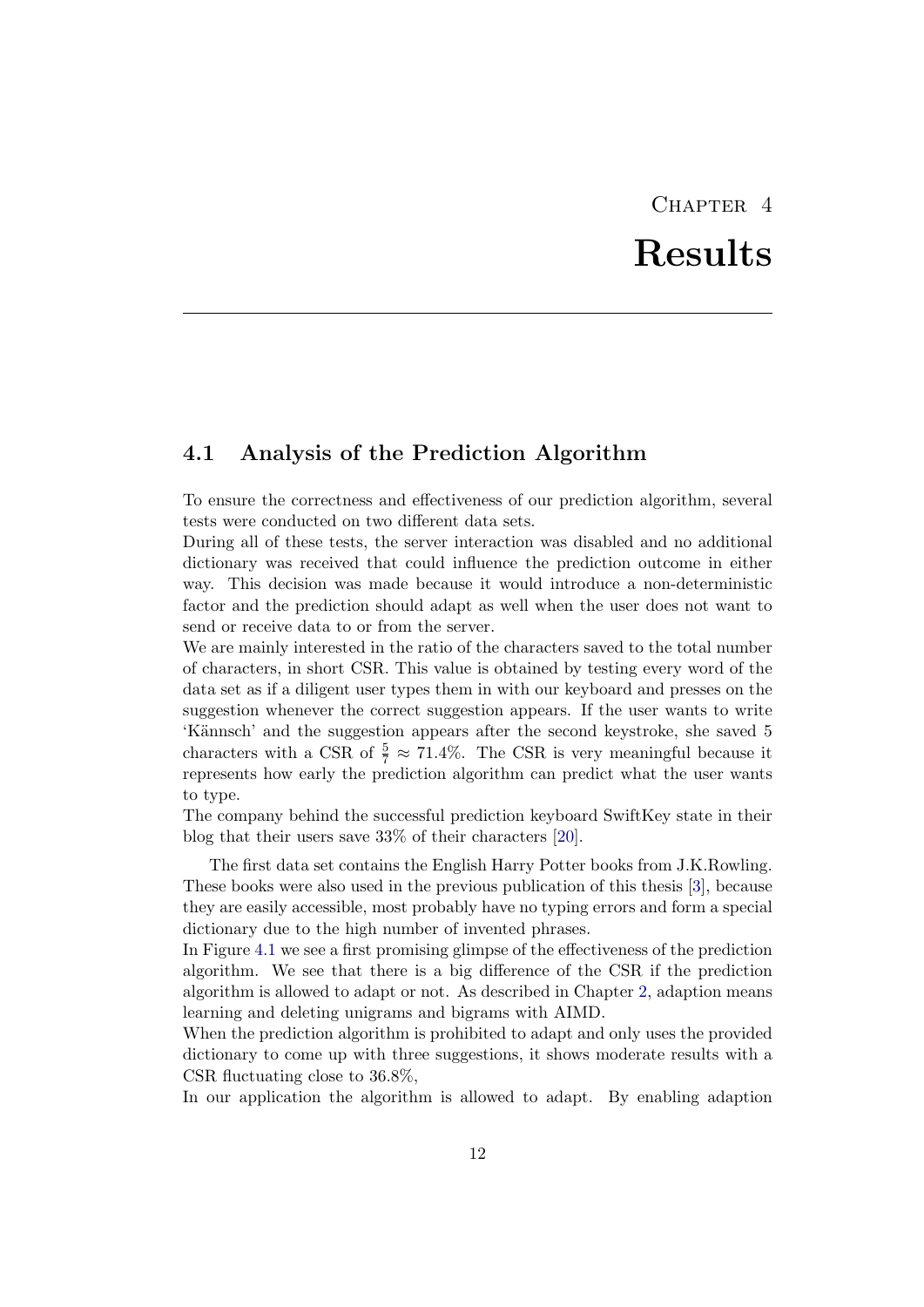# Chapter 4
# Results

## 4.1 Analysis of the Prediction Algorithm

To ensure the correctness and effectiveness of our prediction algorithm, several tests were conducted on two different data sets.
During all of these tests, the server interaction was disabled and no additional dictionary was received that could influence the prediction outcome in either way. This decision was made because it would introduce a non-deterministic factor and the prediction should adapt as well when the user does not want to send or receive data to or from the server.
We are mainly interested in the ratio of the characters saved to the total number of characters, in short CSR. This value is obtained by testing every word of the data set as if a diligent user types them in with our keyboard and presses on the suggestion whenever the correct suggestion appears. If the user wants to write 'Kännsch' and the suggestion appears after the second keystroke, she saved 5 characters with a CSR of $\frac{5}{7} \approx 71.4\%$. The CSR is very meaningful because it represents how early the prediction algorithm can predict what the user wants to type.
The company behind the successful prediction keyboard SwiftKey state in their blog that their users save 33% of their characters [20].

The first data set contains the English Harry Potter books from J.K.Rowling. These books were also used in the previous publication of this thesis [3], because they are easily accessible, most probably have no typing errors and form a special dictionary due to the high number of invented phrases.
In Figure 4.1 we see a first promising glimpse of the effectiveness of the prediction algorithm. We see that there is a big difference of the CSR if the prediction algorithm is allowed to adapt or not. As described in Chapter 2, adaption means learning and deleting unigrams and bigrams with AIMD.
When the prediction algorithm is prohibited to adapt and only uses the provided dictionary to come up with three suggestions, it shows moderate results with a CSR fluctuating close to 36.8%,
In our application the algorithm is allowed to adapt. By enabling adaption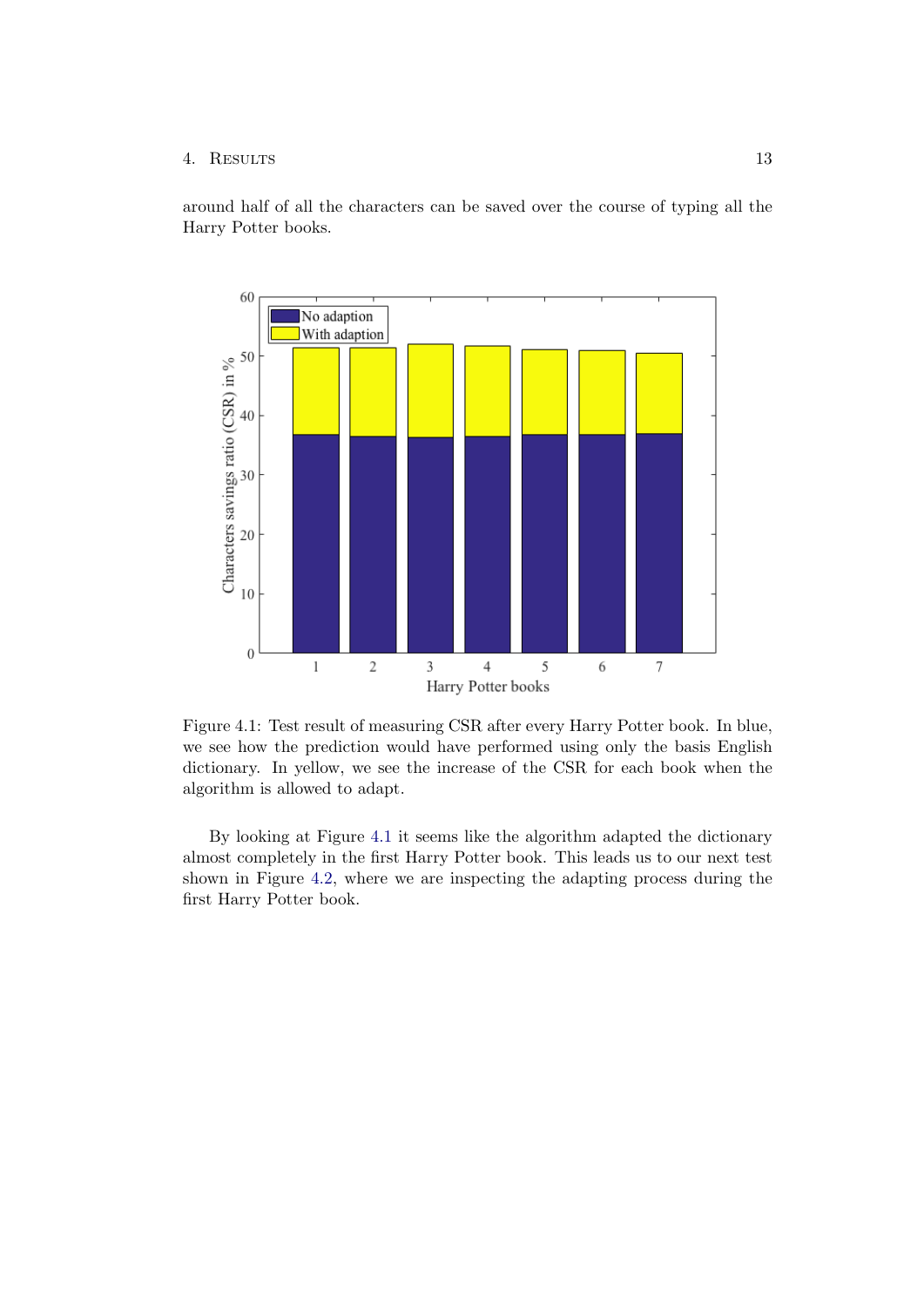around half of all the characters can be saved over the course of typing all the Harry Potter books.

Figure 4.1: Test result of measuring CSR after every Harry Potter book. In blue, we see how the prediction would have performed using only the basis English dictionary. In yellow, we see the increase of the CSR for each book when the algorithm is allowed to adapt.

By looking at Figure 4.1 it seems like the algorithm adapted the dictionary almost completely in the first Harry Potter book. This leads us to our next test shown in Figure 4.2, where we are inspecting the adapting process during the first Harry Potter book.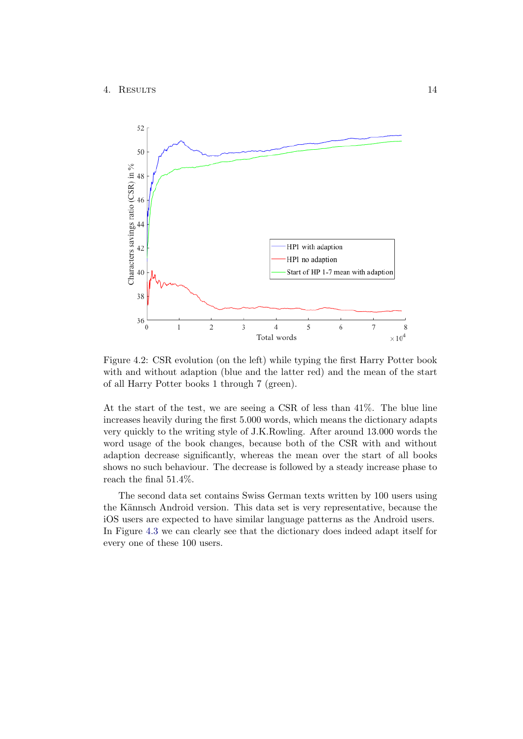Figure 4.2: CSR evolution (on the left) while typing the first Harry Potter book with and without adaption (blue and the latter red) and the mean of the start of all Harry Potter books 1 through 7 (green).

At the start of the test, we are seeing a CSR of less than 41%. The blue line increases heavily during the first 5.000 words, which means the dictionary adapts very quickly to the writing style of J.K.Rowling. After around 13.000 words the word usage of the book changes, because both of the CSR with and without adaption decrease significantly, whereas the mean over the start of all books shows no such behaviour. The decrease is followed by a steady increase phase to reach the final 51.4%.

The second data set contains Swiss German texts written by 100 users using the Kännsch Android version. This data set is very representative, because the iOS users are expected to have similar language patterns as the Android users. In Figure 4.3 we can clearly see that the dictionary does indeed adapt itself for every one of these 100 users.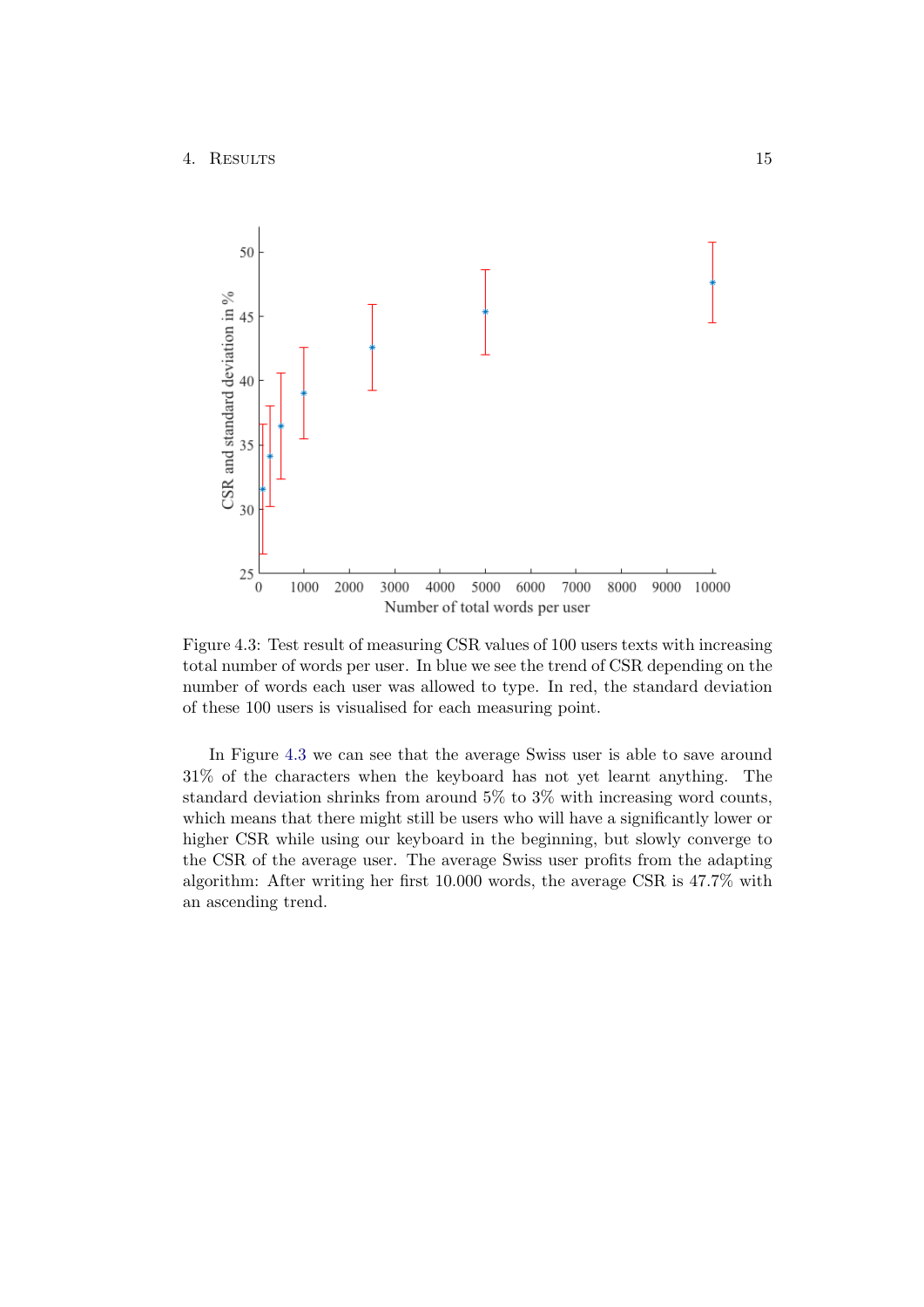Figure 4.3: Test result of measuring CSR values of 100 users texts with increasing total number of words per user. In blue we see the trend of CSR depending on the number of words each user was allowed to type. In red, the standard deviation of these 100 users is visualised for each measuring point.

In Figure 4.3 we can see that the average Swiss user is able to save around 31% of the characters when the keyboard has not yet learnt anything. The standard deviation shrinks from around 5% to 3% with increasing word counts, which means that there might still be users who will have a significantly lower or higher CSR while using our keyboard in the beginning, but slowly converge to the CSR of the average user. The average Swiss user profits from the adapting algorithm: After writing her first 10.000 words, the average CSR is 47.7% with an ascending trend.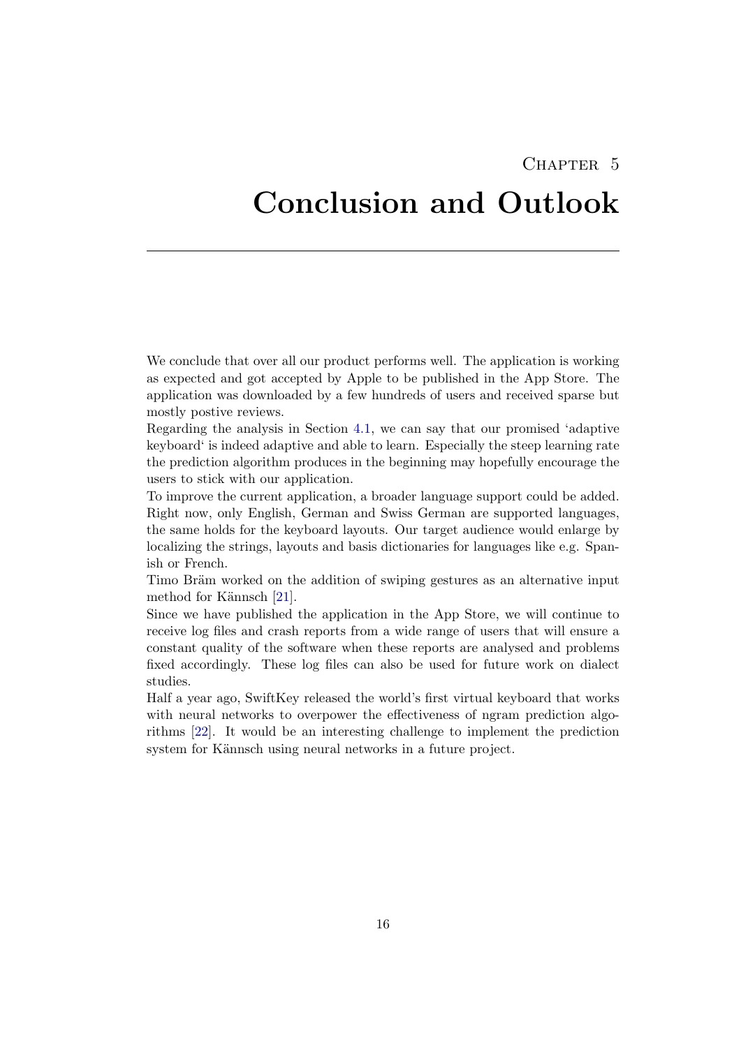Chapter 5

# Conclusion and Outlook

We conclude that over all our product performs well. The application is working as expected and got accepted by Apple to be published in the App Store. The application was downloaded by a few hundreds of users and received sparse but mostly postive reviews.

Regarding the analysis in Section 4.1, we can say that our promised 'adaptive keyboard' is indeed adaptive and able to learn. Especially the steep learning rate the prediction algorithm produces in the beginning may hopefully encourage the users to stick with our application.

To improve the current application, a broader language support could be added. Right now, only English, German and Swiss German are supported languages, the same holds for the keyboard layouts. Our target audience would enlarge by localizing the strings, layouts and basis dictionaries for languages like e.g. Spanish or French.

Timo Bräm worked on the addition of swiping gestures as an alternative input method for Kännsch [21].

Since we have published the application in the App Store, we will continue to receive log files and crash reports from a wide range of users that will ensure a constant quality of the software when these reports are analysed and problems fixed accordingly. These log files can also be used for future work on dialect studies.

Half a year ago, SwiftKey released the world's first virtual keyboard that works with neural networks to overpower the effectiveness of ngram prediction algorithms [22]. It would be an interesting challenge to implement the prediction system for Kännsch using neural networks in a future project.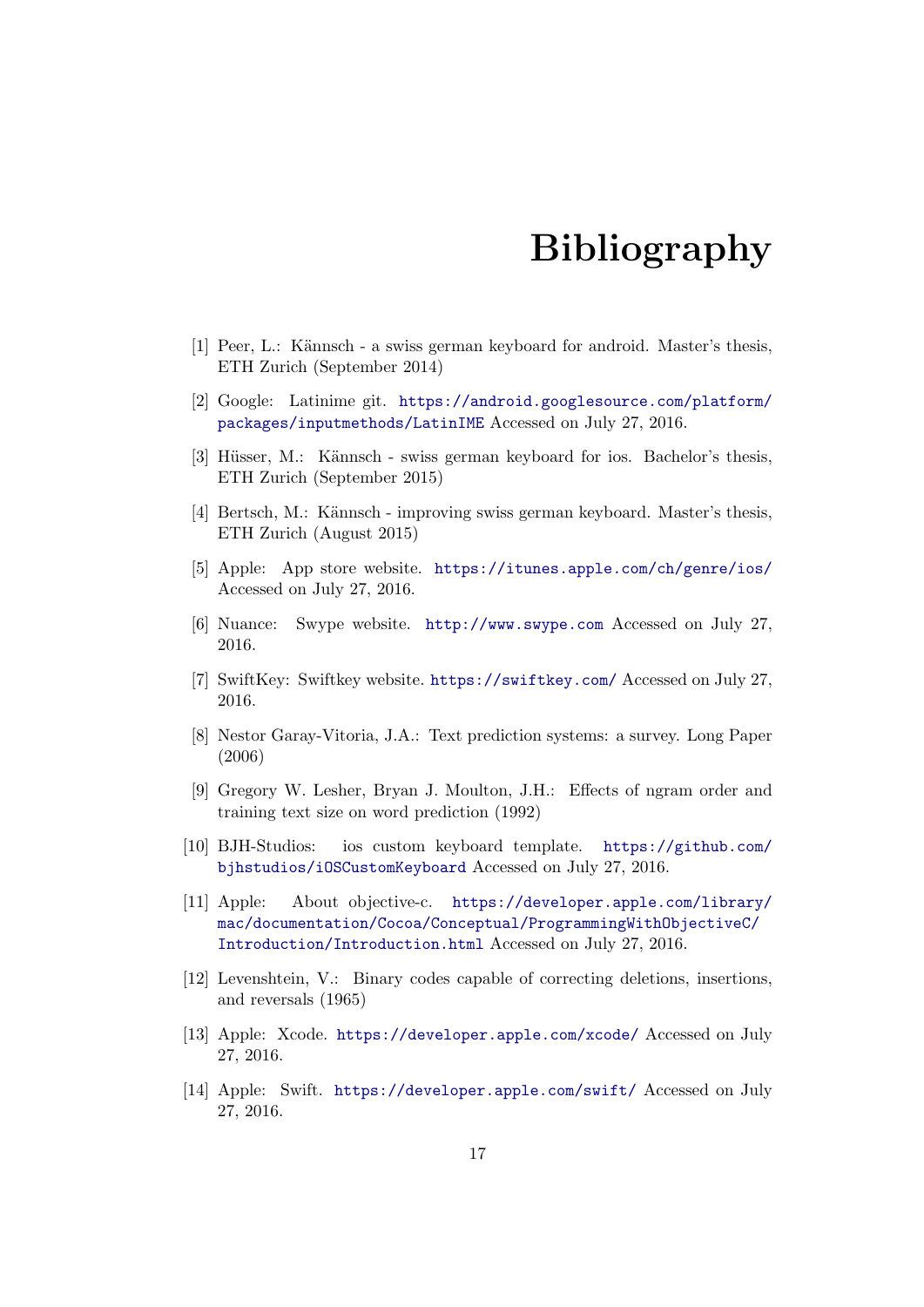# Bibliography

[1] Peer, L.: Kännsch - a swiss german keyboard for android. Master's thesis, ETH Zurich (September 2014)

[2] Google: Latinime git. https://android.googlesource.com/platform/packages/inputmethods/LatinIME Accessed on July 27, 2016.

[3] Hüsser, M.: Kännsch - swiss german keyboard for ios. Bachelor's thesis, ETH Zurich (September 2015)

[4] Bertsch, M.: Kännsch - improving swiss german keyboard. Master's thesis, ETH Zurich (August 2015)

[5] Apple: App store website. https://itunes.apple.com/ch/genre/ios/ Accessed on July 27, 2016.

[6] Nuance: Swype website. http://www.swype.com Accessed on July 27, 2016.

[7] SwiftKey: Swiftkey website. https://swiftkey.com/ Accessed on July 27, 2016.

[8] Nestor Garay-Vitoria, J.A.: Text prediction systems: a survey. Long Paper (2006)

[9] Gregory W. Lesher, Bryan J. Moulton, J.H.: Effects of ngram order and training text size on word prediction (1992)

[10] BJH-Studios: ios custom keyboard template. https://github.com/bjhstudios/iOSCustomKeyboard Accessed on July 27, 2016.

[11] Apple: About objective-c. https://developer.apple.com/library/mac/documentation/Cocoa/Conceptual/ProgrammingWithObjectiveC/Introduction/Introduction.html Accessed on July 27, 2016.

[12] Levenshtein, V.: Binary codes capable of correcting deletions, insertions, and reversals (1965)

[13] Apple: Xcode. https://developer.apple.com/xcode/ Accessed on July 27, 2016.

[14] Apple: Swift. https://developer.apple.com/swift/ Accessed on July 27, 2016.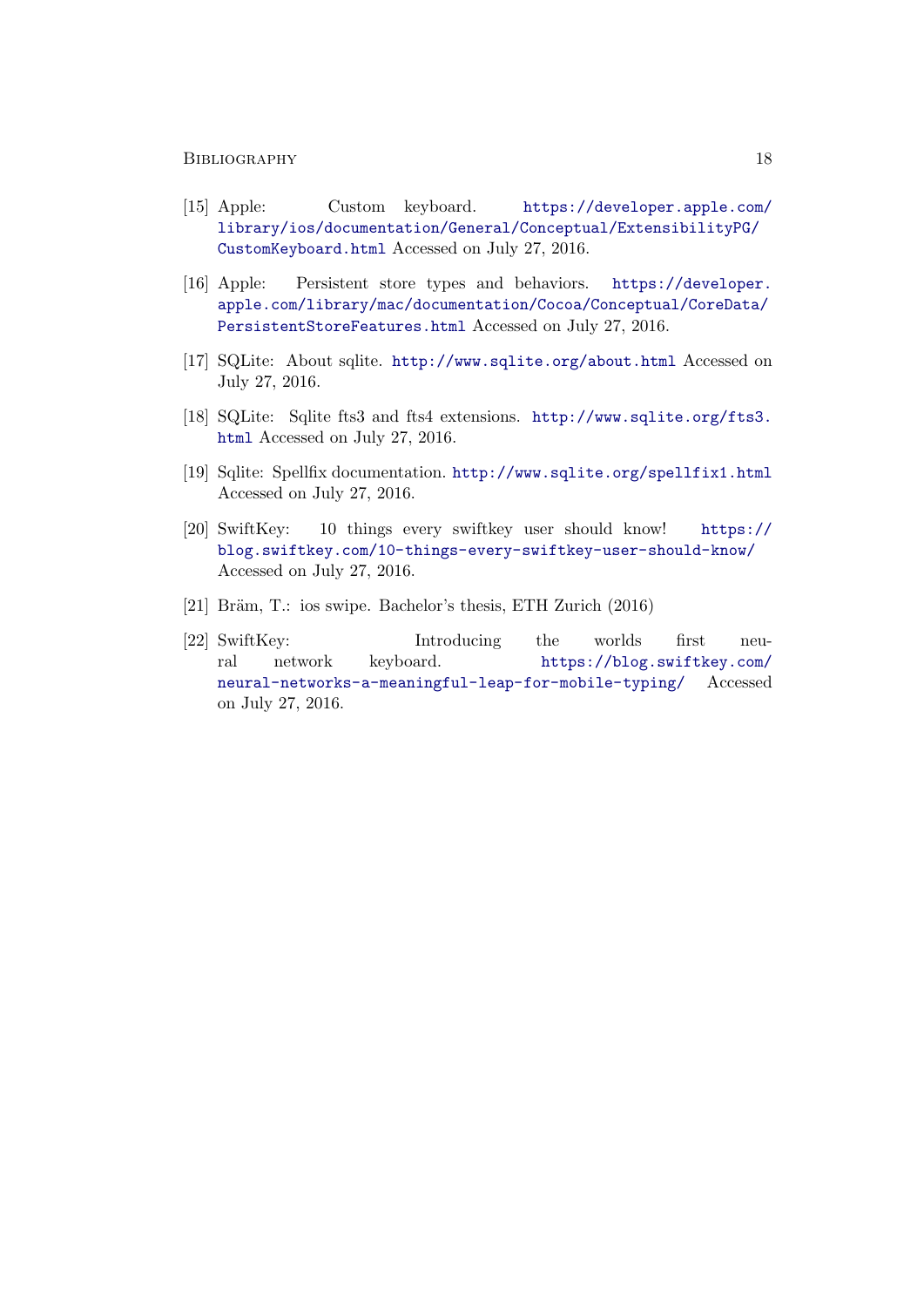[15] Apple: Custom keyboard. https://developer.apple.com/library/ios/documentation/General/Conceptual/ExtensibilityPG/CustomKeyboard.html Accessed on July 27, 2016.

[16] Apple: Persistent store types and behaviors. https://developer.apple.com/library/mac/documentation/Cocoa/Conceptual/CoreData/PersistentStoreFeatures.html Accessed on July 27, 2016.

[17] SQLite: About sqlite. http://www.sqlite.org/about.html Accessed on July 27, 2016.

[18] SQLite: Sqlite fts3 and fts4 extensions. http://www.sqlite.org/fts3.html Accessed on July 27, 2016.

[19] Sqlite: Spellfix documentation. http://www.sqlite.org/spellfix1.html Accessed on July 27, 2016.

[20] SwiftKey: 10 things every swiftkey user should know! https://blog.swiftkey.com/10-things-every-swiftkey-user-should-know/ Accessed on July 27, 2016.

[21] Bräm, T.: ios swipe. Bachelor's thesis, ETH Zurich (2016)

[22] SwiftKey: Introducing the worlds first neural network keyboard. https://blog.swiftkey.com/neural-networks-a-meaningful-leap-for-mobile-typing/ Accessed on July 27, 2016.